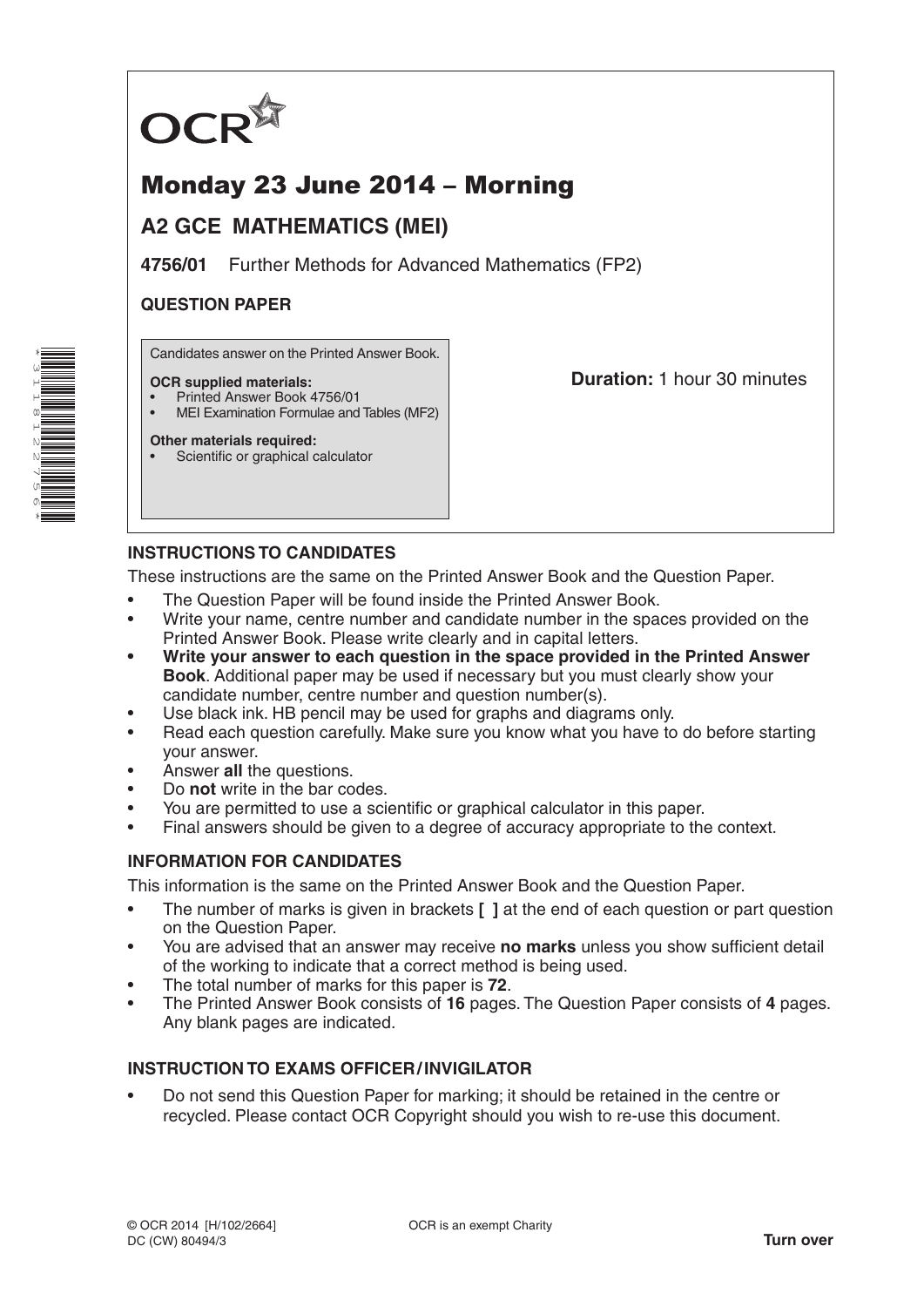OCR

# Monday 23 June 2014 – Morning

## A2 GCE MATHEMATICS (MEI)

**4756/01** Further Methods for Advanced Mathematics (FP2)

**QUESTION PAPER**

Candidates answer on the Printed Answer Book.

**OCR supplied materials:**
- Printed Answer Book 4756/01
- MEI Examination Formulae and Tables (MF2)

**Other materials required:**
- Scientific or graphical calculator

**Duration:** 1 hour 30 minutes

### INSTRUCTIONS TO CANDIDATES

These instructions are the same on the Printed Answer Book and the Question Paper.

- The Question Paper will be found inside the Printed Answer Book.
- Write your name, centre number and candidate number in the spaces provided on the Printed Answer Book. Please write clearly and in capital letters.
- **Write your answer to each question in the space provided in the Printed Answer Book**. Additional paper may be used if necessary but you must clearly show your candidate number, centre number and question number(s).
- Use black ink. HB pencil may be used for graphs and diagrams only.
- Read each question carefully. Make sure you know what you have to do before starting your answer.
- Answer **all** the questions.
- Do **not** write in the bar codes.
- You are permitted to use a scientific or graphical calculator in this paper.
- Final answers should be given to a degree of accuracy appropriate to the context.

### INFORMATION FOR CANDIDATES

This information is the same on the Printed Answer Book and the Question Paper.

- The number of marks is given in brackets **[ ]** at the end of each question or part question on the Question Paper.
- You are advised that an answer may receive **no marks** unless you show sufficient detail of the working to indicate that a correct method is being used.
- The total number of marks for this paper is **72**.
- The Printed Answer Book consists of **16** pages. The Question Paper consists of **4** pages. Any blank pages are indicated.

### INSTRUCTION TO EXAMS OFFICER / INVIGILATOR

- Do not send this Question Paper for marking; it should be retained in the centre or recycled. Please contact OCR Copyright should you wish to re-use this document.

© OCR 2014 [H/102/2664]
DC (CW) 80494/3

OCR is an exempt Charity

**Turn over**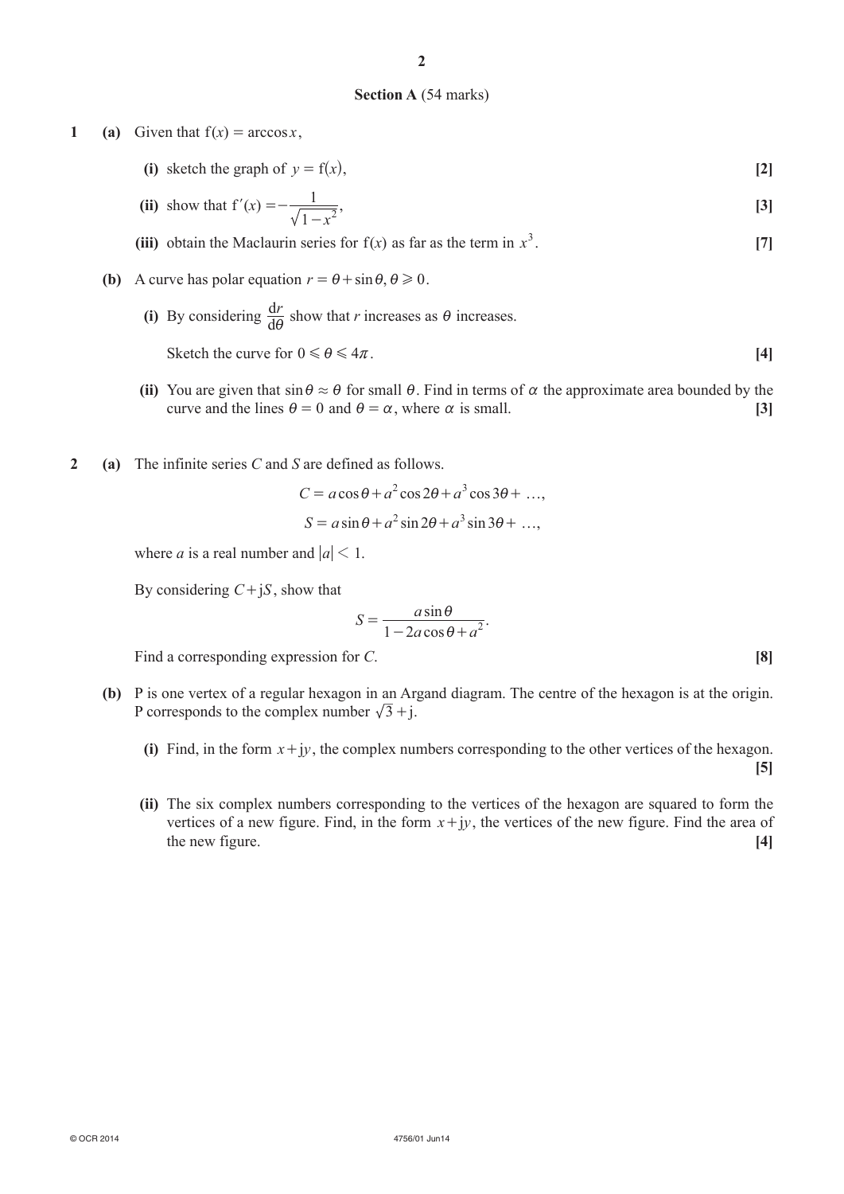## Section A (54 marks)

**1** **(a)** Given that $f(x) = \arccos x$,

**(i)** sketch the graph of $y = f(x)$, **[2]**

**(ii)** show that $f'(x) = -\dfrac{1}{\sqrt{1-x^2}}$, **[3]**

**(iii)** obtain the Maclaurin series for $f(x)$ as far as the term in $x^3$. **[7]**

**(b)** A curve has polar equation $r = \theta + \sin\theta, \theta \geqslant 0$.

**(i)** By considering $\dfrac{dr}{d\theta}$ show that $r$ increases as $\theta$ increases.

Sketch the curve for $0 \leqslant \theta \leqslant 4\pi$. **[4]**

**(ii)** You are given that $\sin\theta \approx \theta$ for small $\theta$. Find in terms of $\alpha$ the approximate area bounded by the curve and the lines $\theta = 0$ and $\theta = \alpha$, where $\alpha$ is small. **[3]**

**2** **(a)** The infinite series $C$ and $S$ are defined as follows.

$$C = a\cos\theta + a^2\cos 2\theta + a^3\cos 3\theta + \ldots,$$

$$S = a\sin\theta + a^2\sin 2\theta + a^3\sin 3\theta + \ldots,$$

where $a$ is a real number and $|a| < 1$.

By considering $C + jS$, show that

$$S = \frac{a\sin\theta}{1 - 2a\cos\theta + a^2}.$$

Find a corresponding expression for $C$. **[8]**

**(b)** P is one vertex of a regular hexagon in an Argand diagram. The centre of the hexagon is at the origin. P corresponds to the complex number $\sqrt{3} + j$.

**(i)** Find, in the form $x + jy$, the complex numbers corresponding to the other vertices of the hexagon. **[5]**

**(ii)** The six complex numbers corresponding to the vertices of the hexagon are squared to form the vertices of a new figure. Find, in the form $x + jy$, the vertices of the new figure. Find the area of the new figure. **[4]**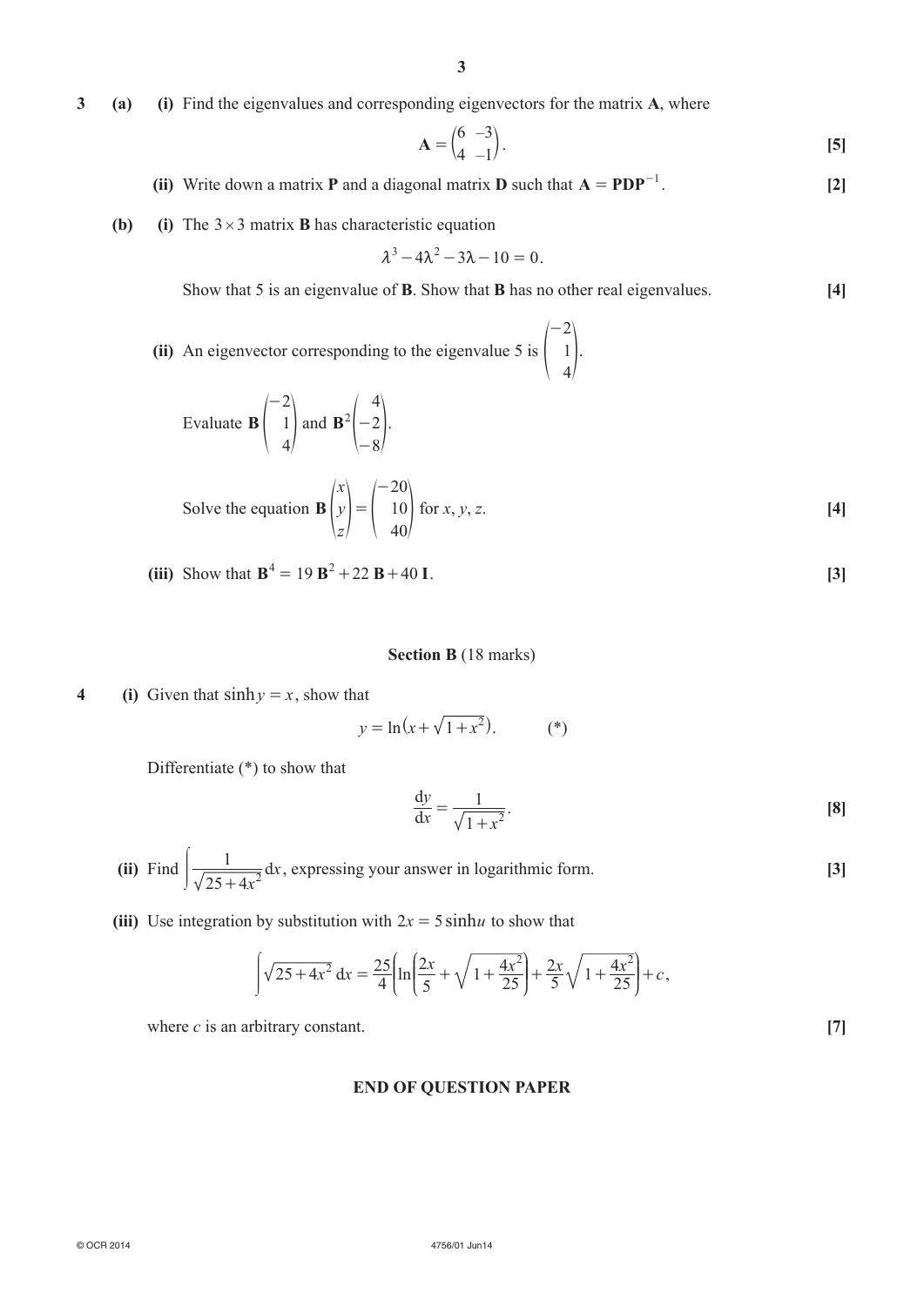**3** **(a)** **(i)** Find the eigenvalues and corresponding eigenvectors for the matrix $\mathbf{A}$, where

$$\mathbf{A} = \begin{pmatrix} 6 & -3 \\ 4 & -1 \end{pmatrix}.$$ **[5]**

**(ii)** Write down a matrix $\mathbf{P}$ and a diagonal matrix $\mathbf{D}$ such that $\mathbf{A} = \mathbf{PDP}^{-1}$. **[2]**

**(b)** **(i)** The $3 \times 3$ matrix $\mathbf{B}$ has characteristic equation

$$\lambda^3 - 4\lambda^2 - 3\lambda - 10 = 0.$$

Show that 5 is an eigenvalue of $\mathbf{B}$. Show that $\mathbf{B}$ has no other real eigenvalues. **[4]**

**(ii)** An eigenvector corresponding to the eigenvalue 5 is $\begin{pmatrix} -2 \\ 1 \\ 4 \end{pmatrix}$.

Evaluate $\mathbf{B}\begin{pmatrix} -2 \\ 1 \\ 4 \end{pmatrix}$ and $\mathbf{B}^2\begin{pmatrix} 4 \\ -2 \\ -8 \end{pmatrix}$.

Solve the equation $\mathbf{B}\begin{pmatrix} x \\ y \\ z \end{pmatrix} = \begin{pmatrix} -20 \\ 10 \\ 40 \end{pmatrix}$ for $x, y, z$. **[4]**

**(iii)** Show that $\mathbf{B}^4 = 19\,\mathbf{B}^2 + 22\,\mathbf{B} + 40\,\mathbf{I}$. **[3]**

## Section B (18 marks)

**4** **(i)** Given that $\sinh y = x$, show that

$$y = \ln\left(x + \sqrt{1 + x^2}\right). \qquad (*)$$

Differentiate (*) to show that

$$\frac{\mathrm{d}y}{\mathrm{d}x} = \frac{1}{\sqrt{1 + x^2}}.$$ **[8]**

**(ii)** Find $\displaystyle\int \frac{1}{\sqrt{25 + 4x^2}}\,\mathrm{d}x$, expressing your answer in logarithmic form. **[3]**

**(iii)** Use integration by substitution with $2x = 5\sinh u$ to show that

$$\int \sqrt{25 + 4x^2}\,\mathrm{d}x = \frac{25}{4}\left(\ln\left(\frac{2x}{5} + \sqrt{1 + \frac{4x^2}{25}}\right) + \frac{2x}{5}\sqrt{1 + \frac{4x^2}{25}}\right) + c,$$

where $c$ is an arbitrary constant. **[7]**

**END OF QUESTION PAPER**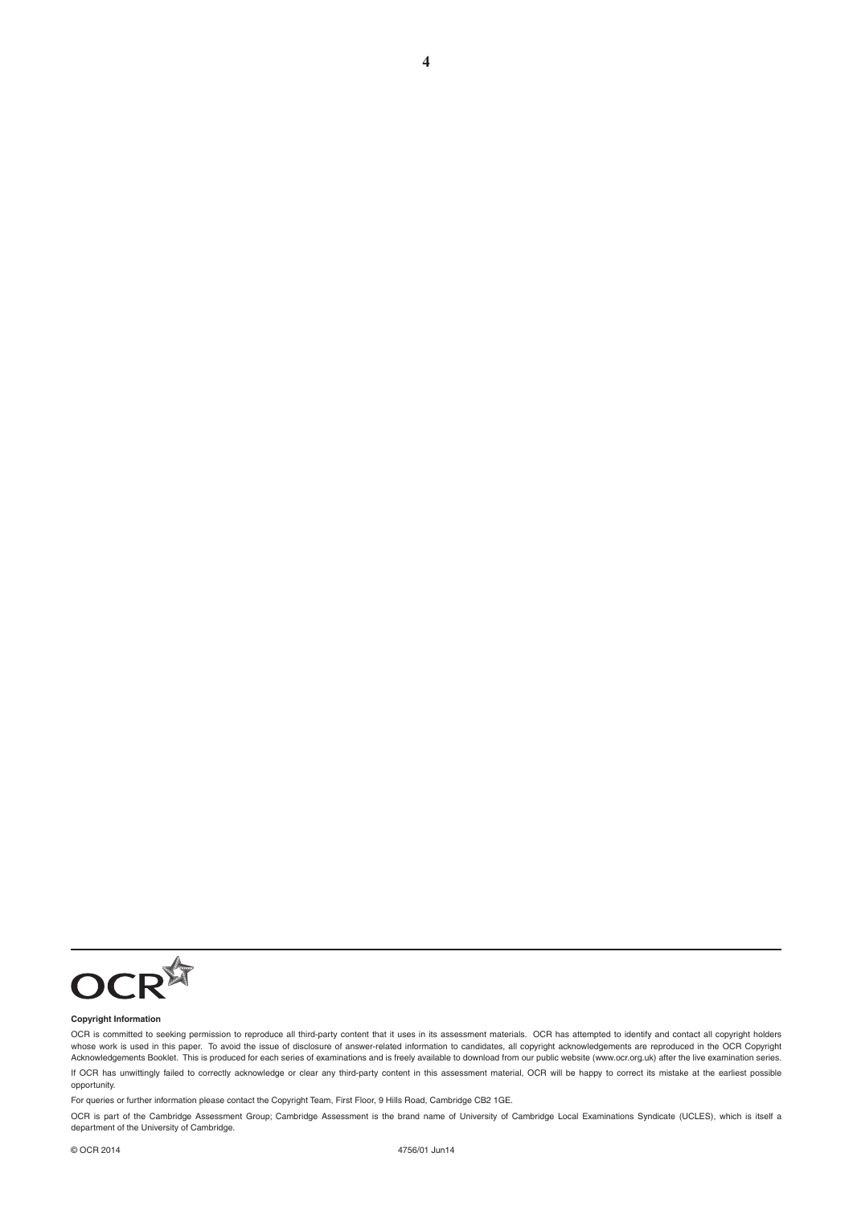**Copyright Information**

OCR is committed to seeking permission to reproduce all third-party content that it uses in its assessment materials. OCR has attempted to identify and contact all copyright holders whose work is used in this paper. To avoid the issue of disclosure of answer-related information to candidates, all copyright acknowledgements are reproduced in the OCR Copyright Acknowledgements Booklet. This is produced for each series of examinations and is freely available to download from our public website (www.ocr.org.uk) after the live examination series.

If OCR has unwittingly failed to correctly acknowledge or clear any third-party content in this assessment material, OCR will be happy to correct its mistake at the earliest possible opportunity.

For queries or further information please contact the Copyright Team, First Floor, 9 Hills Road, Cambridge CB2 1GE.

OCR is part of the Cambridge Assessment Group; Cambridge Assessment is the brand name of University of Cambridge Local Examinations Syndicate (UCLES), which is itself a department of the University of Cambridge.

© OCR 2014 4756/01 Jun14